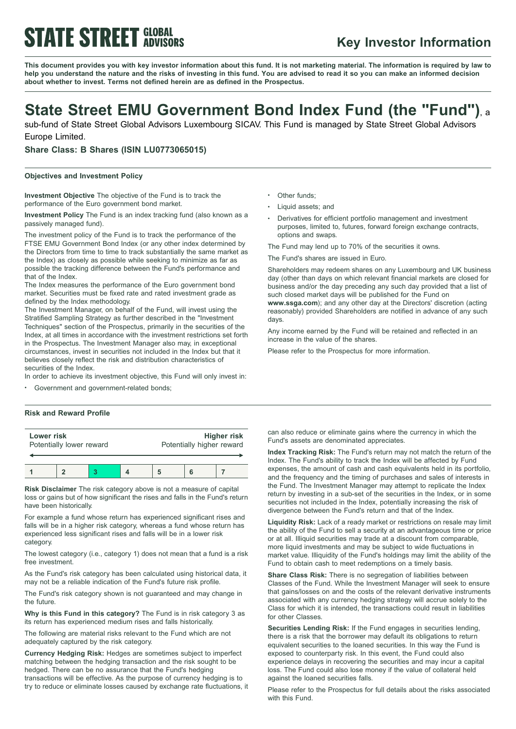**STATE STREET GLOBAL ADVISORS**

## Key Investor Information

**This document provides you with key investor information about this fund. It is not marketing material. The information is required by law to help you understand the nature and the risks of investing in this fund. You are advised to read it so you can make an informed decision about whether to invest. Terms not defined herein are as defined in the Prospectus.**

# State Street EMU Government Bond Index Fund (the "Fund"), a

sub-fund of State Street Global Advisors Luxembourg SICAV. This Fund is managed by State Street Global Advisors Europe Limited.

### Share Class: B Shares (ISIN LU0773065015)

#### Objectives and Investment Policy

**Investment Objective** The objective of the Fund is to track the performance of the Euro government bond market.

**Investment Policy** The Fund is an index tracking fund (also known as a passively managed fund).

The investment policy of the Fund is to track the performance of the FTSE EMU Government Bond Index (or any other index determined by the Directors from time to time to track substantially the same market as the Index) as closely as possible while seeking to minimize as far as possible the tracking difference between the Fund's performance and that of the Index.

The Index measures the performance of the Euro government bond market. Securities must be fixed rate and rated investment grade as defined by the Index methodology.

The Investment Manager, on behalf of the Fund, will invest using the Stratified Sampling Strategy as further described in the "Investment Techniques" section of the Prospectus, primarily in the securities of the Index, at all times in accordance with the investment restrictions set forth in the Prospectus. The Investment Manager also may, in exceptional circumstances, invest in securities not included in the Index but that it believes closely reflect the risk and distribution characteristics of securities of the Index.

In order to achieve its investment objective, this Fund will only invest in:

- Government and government-related bonds;
- Other funds;
- Liquid assets; and
- Derivatives for efficient portfolio management and investment purposes, limited to, futures, forward foreign exchange contracts, options and swaps.

The Fund may lend up to 70% of the securities it owns.

The Fund's shares are issued in Euro.

Shareholders may redeem shares on any Luxembourg and UK business day (other than days on which relevant financial markets are closed for business and/or the day preceding any such day provided that a list of such closed market days will be published for the Fund on **www.ssga.com**); and any other day at the Directors' discretion (acting reasonably) provided Shareholders are notified in advance of any such days.

Any income earned by the Fund will be retained and reflected in an increase in the value of the shares.

Please refer to the Prospectus for more information.

#### Risk and Reward Profile

| Lower risk<br>Potentially lower reward | | | | | | Higher risk<br>Potentially higher reward |
|---|---|---|---|---|---|---|
| 1 | 2 | **3** | 4 | 5 | 6 | 7 |

**Risk Disclaimer** The risk category above is not a measure of capital loss or gains but of how significant the rises and falls in the Fund's return have been historically.

For example a fund whose return has experienced significant rises and falls will be in a higher risk category, whereas a fund whose return has experienced less significant rises and falls will be in a lower risk category.

The lowest category (i.e., category 1) does not mean that a fund is a risk free investment.

As the Fund's risk category has been calculated using historical data, it may not be a reliable indication of the Fund's future risk profile.

The Fund's risk category shown is not guaranteed and may change in the future.

**Why is this Fund in this category?** The Fund is in risk category 3 as its return has experienced medium rises and falls historically.

The following are material risks relevant to the Fund which are not adequately captured by the risk category.

**Currency Hedging Risk:** Hedges are sometimes subject to imperfect matching between the hedging transaction and the risk sought to be hedged. There can be no assurance that the Fund's hedging transactions will be effective. As the purpose of currency hedging is to try to reduce or eliminate losses caused by exchange rate fluctuations, it can also reduce or eliminate gains where the currency in which the Fund's assets are denominated appreciates.

**Index Tracking Risk:** The Fund's return may not match the return of the Index. The Fund's ability to track the Index will be affected by Fund expenses, the amount of cash and cash equivalents held in its portfolio, and the frequency and the timing of purchases and sales of interests in the Fund. The Investment Manager may attempt to replicate the Index return by investing in a sub-set of the securities in the Index, or in some securities not included in the Index, potentially increasing the risk of divergence between the Fund's return and that of the Index.

**Liquidity Risk:** Lack of a ready market or restrictions on resale may limit the ability of the Fund to sell a security at an advantageous time or price or at all. Illiquid securities may trade at a discount from comparable, more liquid investments and may be subject to wide fluctuations in market value. Illiquidity of the Fund's holdings may limit the ability of the Fund to obtain cash to meet redemptions on a timely basis.

**Share Class Risk:** There is no segregation of liabilities between Classes of the Fund. While the Investment Manager will seek to ensure that gains/losses on and the costs of the relevant derivative instruments associated with any currency hedging strategy will accrue solely to the Class for which it is intended, the transactions could result in liabilities for other Classes.

**Securities Lending Risk:** If the Fund engages in securities lending, there is a risk that the borrower may default its obligations to return equivalent securities to the loaned securities. In this way the Fund is exposed to counterparty risk. In this event, the Fund could also experience delays in recovering the securities and may incur a capital loss. The Fund could also lose money if the value of collateral held against the loaned securities falls.

Please refer to the Prospectus for full details about the risks associated with this Fund.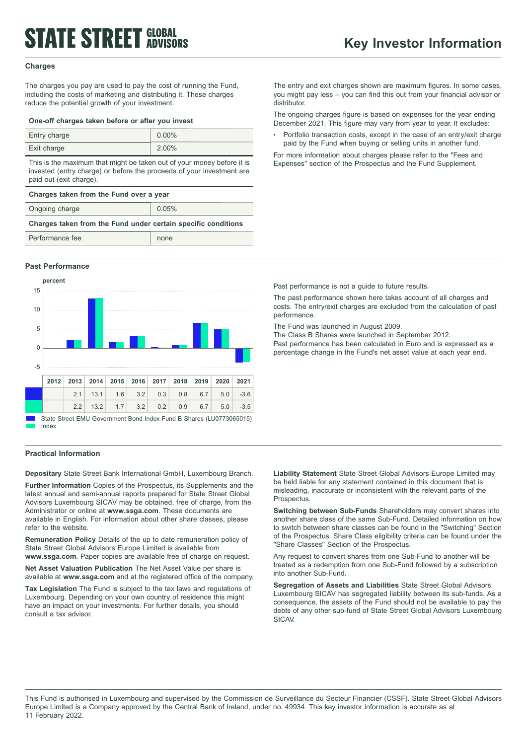## Charges

The charges you pay are used to pay the cost of running the Fund, including the costs of marketing and distributing it. These charges reduce the potential growth of your investment.

| One-off charges taken before or after you invest | |
|---|---|
| Entry charge | 0.00% |
| Exit charge | 2.00% |

This is the maximum that might be taken out of your money before it is invested (entry charge) or before the proceeds of your investment are paid out (exit charge).

| Charges taken from the Fund over a year | |
|---|---|
| Ongoing charge | 0.05% |

| Charges taken from the Fund under certain specific conditions | |
|---|---|
| Performance fee | none |

The entry and exit charges shown are maximum figures. In some cases, you might pay less – you can find this out from your financial advisor or distributor.

The ongoing charges figure is based on expenses for the year ending December 2021. This figure may vary from year to year. It excludes:

- Portfolio transaction costs, except in the case of an entry/exit charge paid by the Fund when buying or selling units in another fund.

For more information about charges please refer to the "Fees and Expenses" section of the Prospectus and the Fund Supplement.

## Past Performance

percent

15
10
5
0
-5

2012 2013 2014 2015 2016 2017 2018 2019 2020 2021

2.1 13.1 1.6 3.2 0.3 0.8 6.7 5.0 -3.6

2.2 13.2 1.7 3.2 0.2 0.9 6.7 5.0 -3.5

State Street EMU Government Bond Index Fund B Shares (LU0773065015)

Index

Past performance is not a guide to future results.

The past performance shown here takes account of all charges and costs. The entry/exit charges are excluded from the calculation of past performance.

The Fund was launched in August 2009.
The Class B Shares were launched in September 2012.
Past performance has been calculated in Euro and is expressed as a percentage change in the Fund's net asset value at each year end.

## Practical Information

**Depositary** State Street Bank International GmbH, Luxembourg Branch.

**Further Information** Copies of the Prospectus, its Supplements and the latest annual and semi-annual reports prepared for State Street Global Advisors Luxembourg SICAV may be obtained, free of charge, from the Administrator or online at **www.ssga.com**. These documents are available in English. For information about other share classes, please refer to the website.

**Remuneration Policy** Details of the up to date remuneration policy of State Street Global Advisors Europe Limited is available from **www.ssga.com**. Paper copies are available free of charge on request.

**Net Asset Valuation Publication** The Net Asset Value per share is available at **www.ssga.com** and at the registered office of the company.

**Tax Legislation** The Fund is subject to the tax laws and regulations of Luxembourg. Depending on your own country of residence this might have an impact on your investments. For further details, you should consult a tax advisor.

**Liability Statement** State Street Global Advisors Europe Limited may be held liable for any statement contained in this document that is misleading, inaccurate or inconsistent with the relevant parts of the Prospectus.

**Switching between Sub-Funds** Shareholders may convert shares into another share class of the same Sub-Fund. Detailed information on how to switch between share classes can be found in the "Switching" Section of the Prospectus. Share Class eligibility criteria can be found under the "Share Classes" Section of the Prospectus.

Any request to convert shares from one Sub-Fund to another will be treated as a redemption from one Sub-Fund followed by a subscription into another Sub-Fund.

**Segregation of Assets and Liabilities** State Street Global Advisors Luxembourg SICAV has segregated liability between its sub-funds. As a consequence, the assets of the Fund should not be available to pay the debts of any other sub-fund of State Street Global Advisors Luxembourg SICAV.

This Fund is authorised in Luxembourg and supervised by the Commission de Surveillance du Secteur Financier (CSSF). State Street Global Advisors Europe Limited is a Company approved by the Central Bank of Ireland, under no. 49934. This key investor information is accurate as at 11 February 2022.